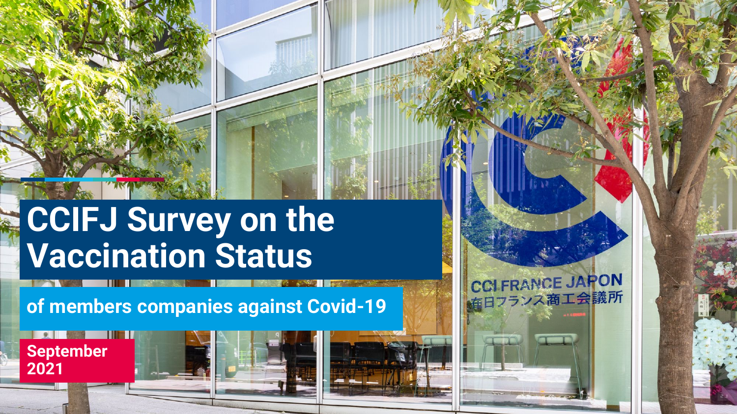# CCIFJ Survey on the Vaccination Status

**of members companies against Covid-19**

**September 2021**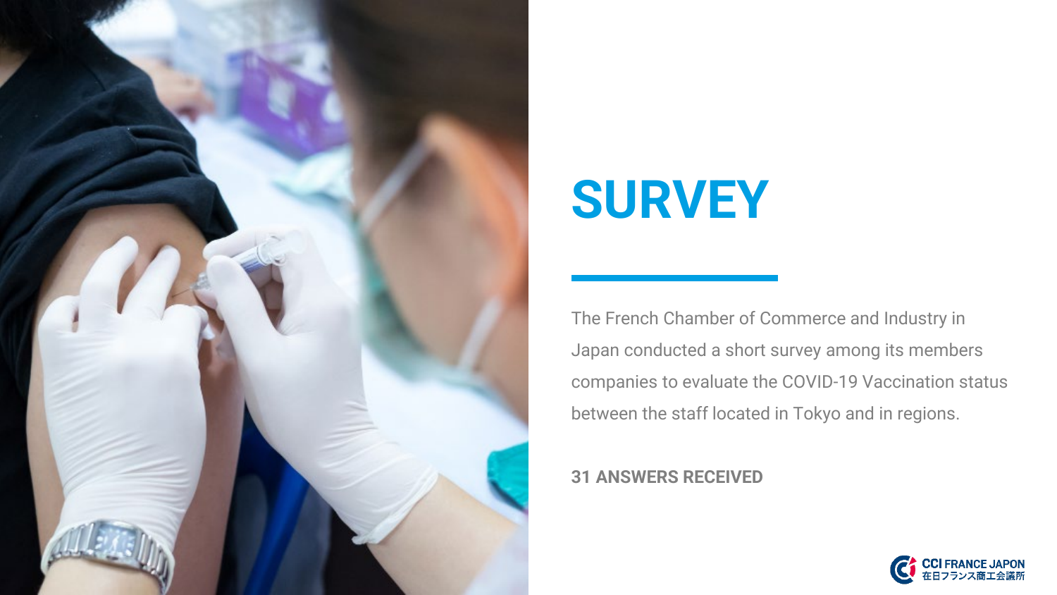# SURVEY

The French Chamber of Commerce and Industry in Japan conducted a short survey among its members companies to evaluate the COVID-19 Vaccination status between the staff located in Tokyo and in regions.

**31 ANSWERS RECEIVED**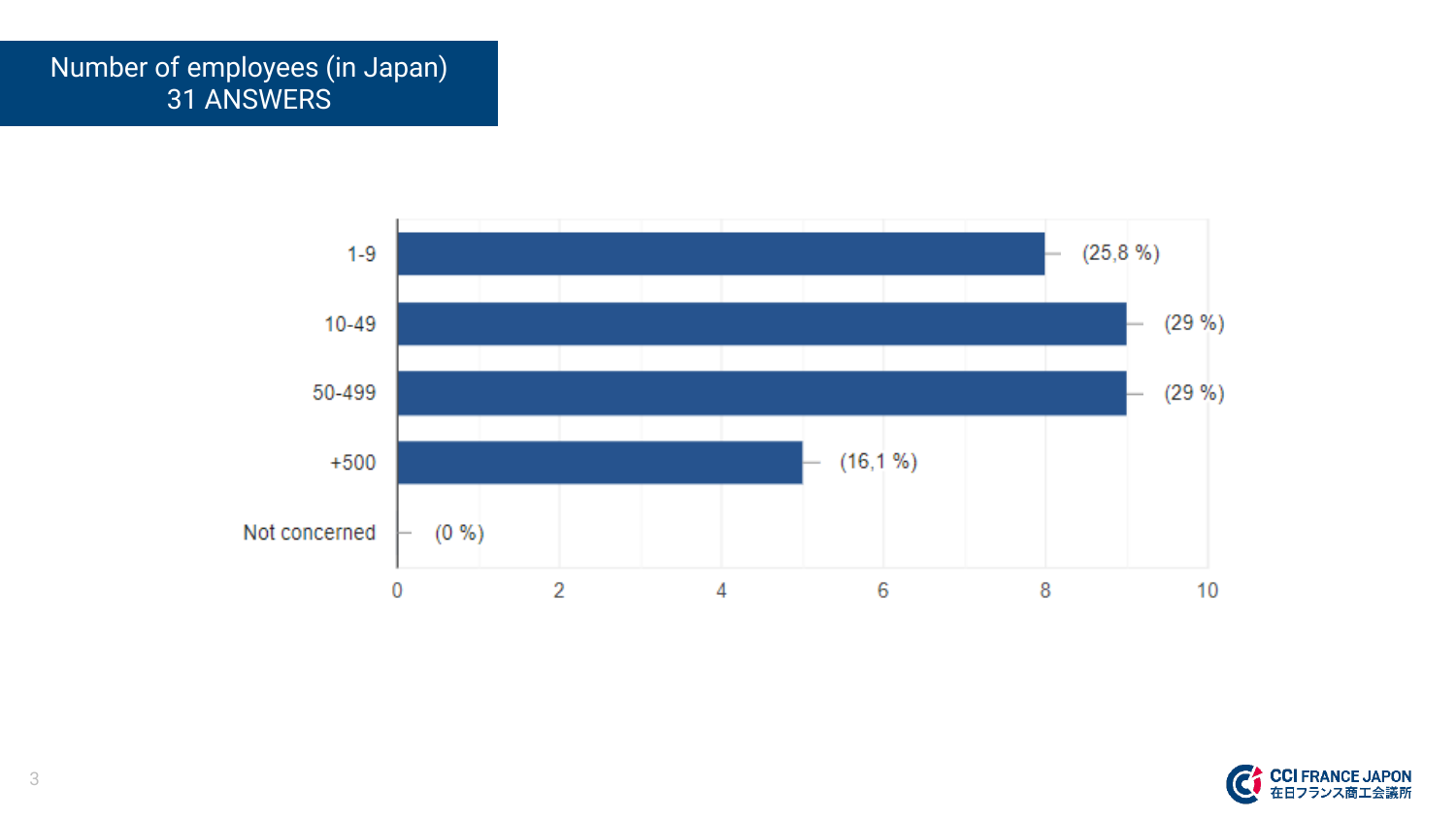## Number of employees (in Japan)
## 31 ANSWERS

| Category | Percentage |
| --- | --- |
| 1-9 | (25,8 %) |
| 10-49 | (29 %) |
| 50-499 | (29 %) |
| +500 | (16,1 %) |
| Not concerned | (0 %) |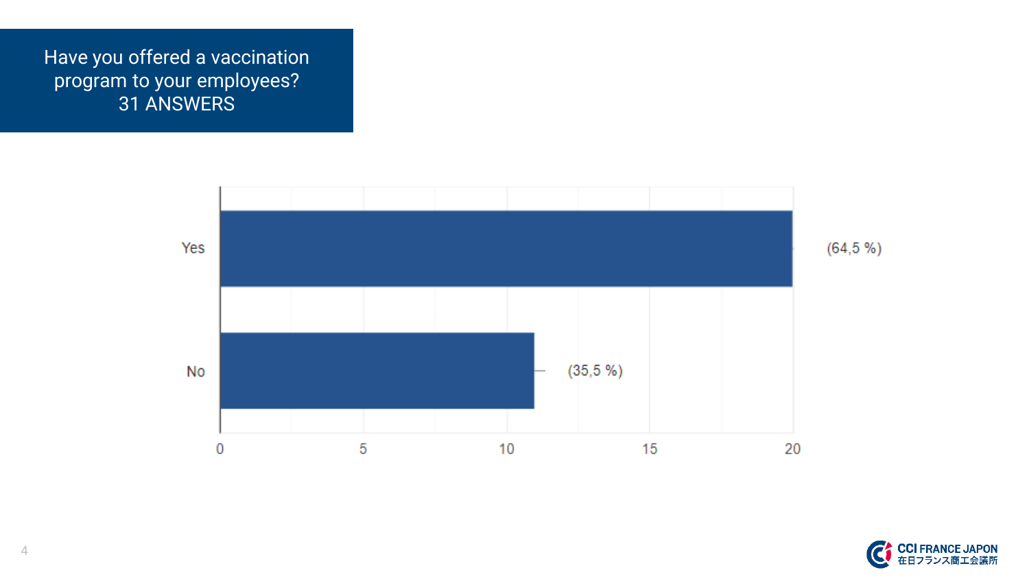## Have you offered a vaccination program to your employees?
31 ANSWERS

| Answer | Count | Percentage |
|---|---|---|
| Yes | 20 | (64,5 %) |
| No | 11 | (35,5 %) |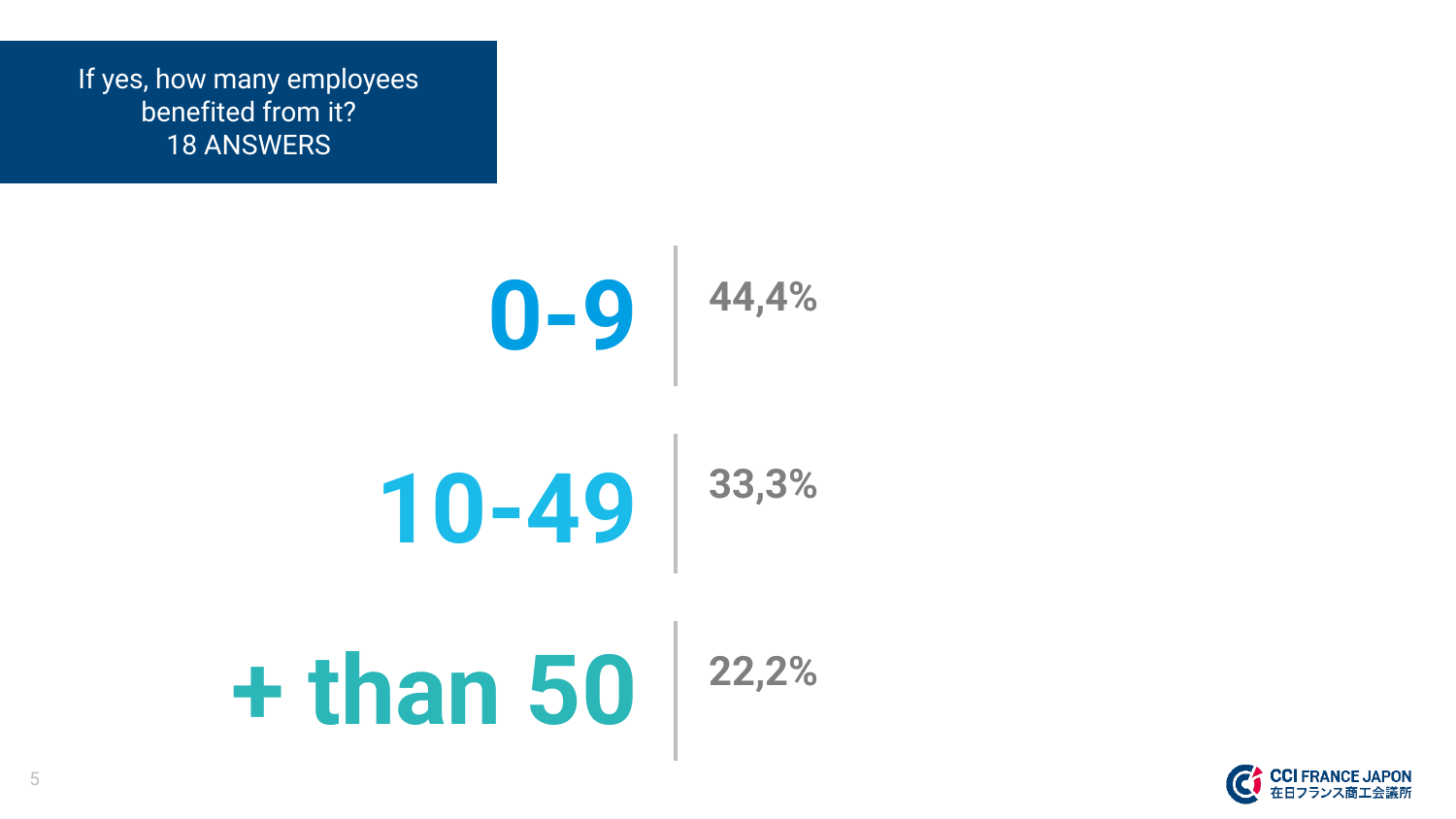If yes, how many employees benefited from it?
18 ANSWERS

| Employees | Share |
| --- | --- |
| 0-9 | 44,4% |
| 10-49 | 33,3% |
| + than 50 | 22,2% |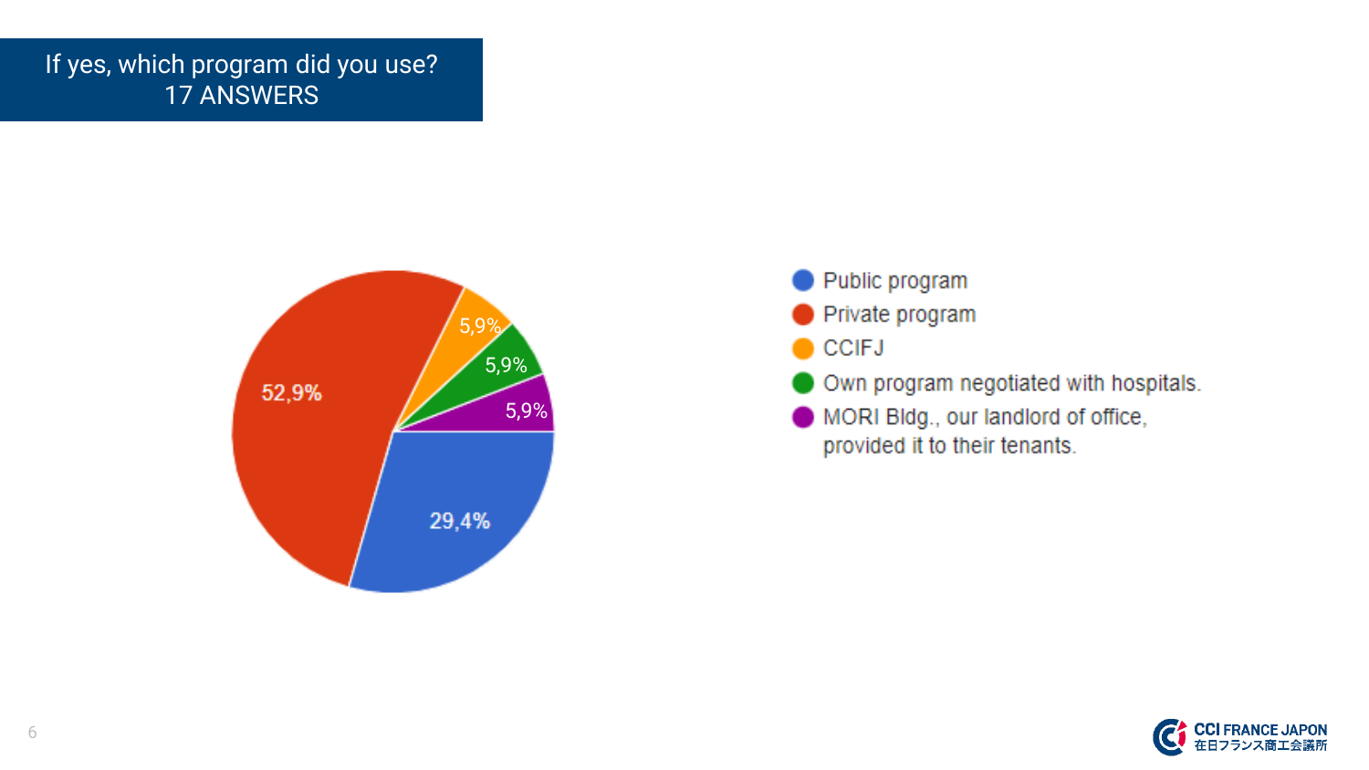## If yes, which program did you use?
## 17 ANSWERS

| Program | Share |
|---|---|
| Public program | 29,4% |
| Private program | 52,9% |
| CCIFJ | 5,9% |
| Own program negotiated with hospitals. | 5,9% |
| MORI Bldg., our landlord of office, provided it to their tenants. | 5,9% |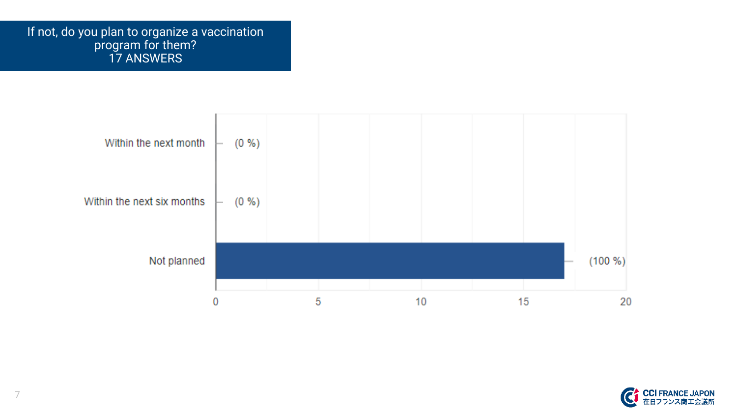## If not, do you plan to organize a vaccination program for them?
17 ANSWERS

| Response | Share |
| --- | --- |
| Within the next month | (0 %) |
| Within the next six months | (0 %) |
| Not planned | (100 %) |

CCI FRANCE JAPON
在日フランス商工会議所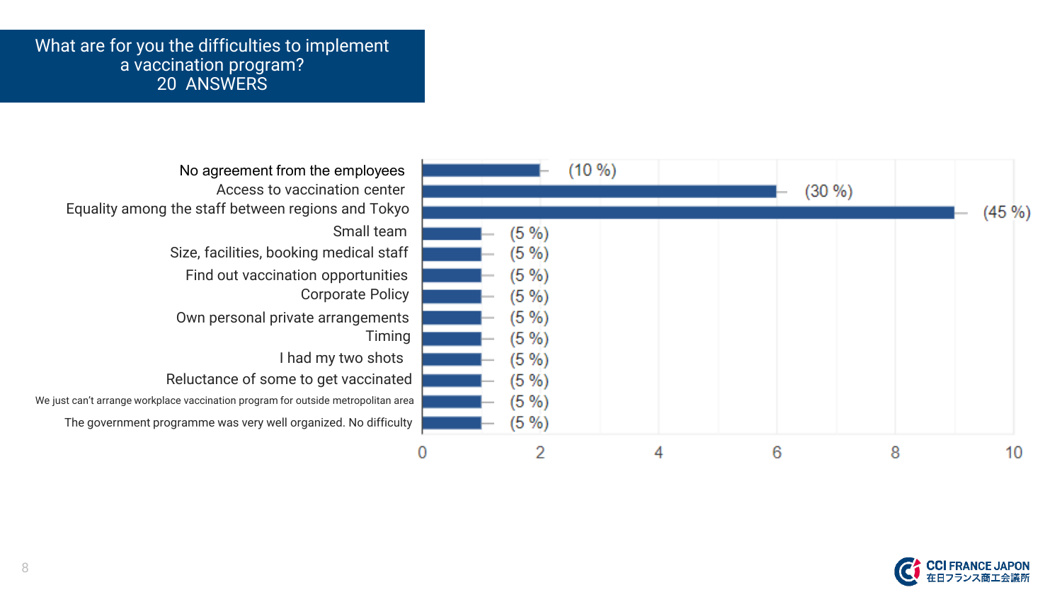# What are for you the difficulties to implement a vaccination program?

20 ANSWERS

| Difficulty | Answers | % |
|---|---|---|
| No agreement from the employees | 2 | (10 %) |
| Access to vaccination center | 6 | (30 %) |
| Equality among the staff between regions and Tokyo | 9 | (45 %) |
| Small team | 1 | (5 %) |
| Size, facilities, booking medical staff | 1 | (5 %) |
| Find out vaccination opportunities | 1 | (5 %) |
| Corporate Policy | 1 | (5 %) |
| Own personal private arrangements | 1 | (5 %) |
| Timing | 1 | (5 %) |
| I had my two shots | 1 | (5 %) |
| Reluctance of some to get vaccinated | 1 | (5 %) |
| We just can't arrange workplace vaccination program for outside metropolitan area | 1 | (5 %) |
| The government programme was very well organized. No difficulty | 1 | (5 %) |

CCI FRANCE JAPON 在日フランス商工会議所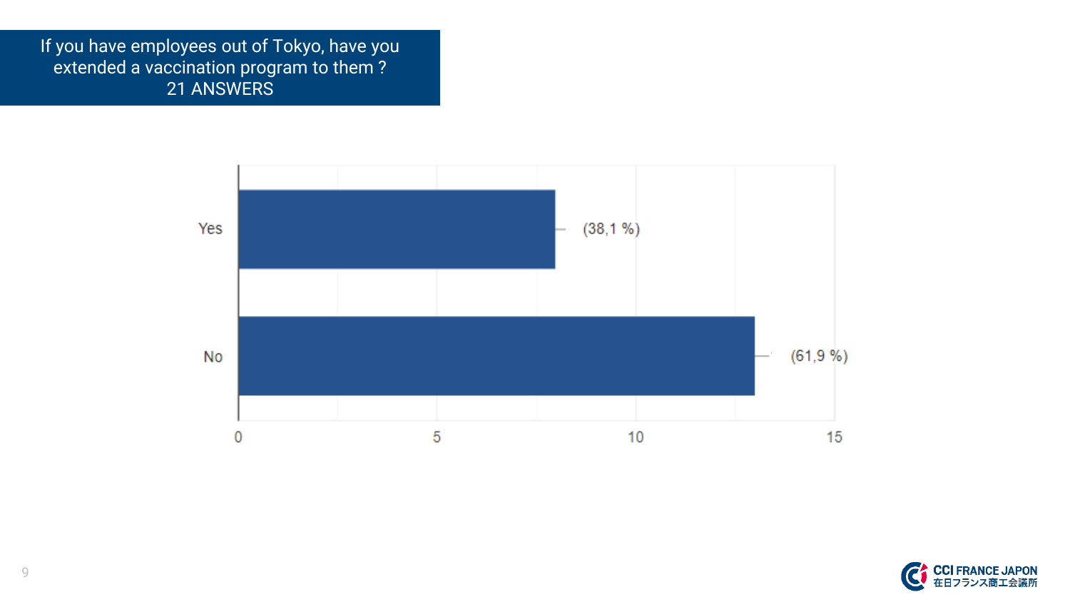## If you have employees out of Tokyo, have you extended a vaccination program to them ?
21 ANSWERS

| Answer | Count | Percentage |
|---|---|---|
| Yes | 8 | (38,1 %) |
| No | 13 | (61,9 %) |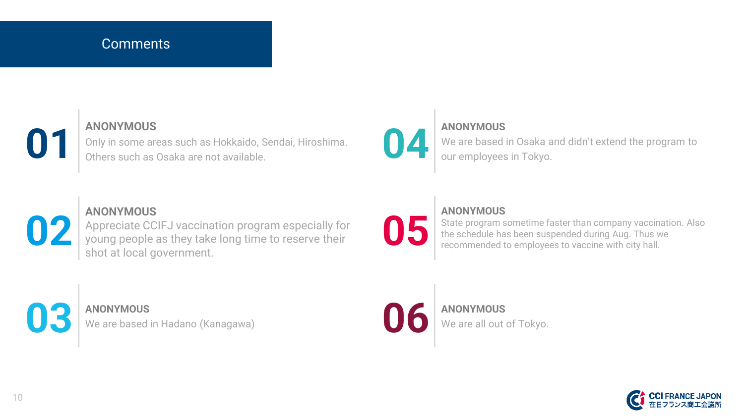## Comments

**01**

**ANONYMOUS**

Only in some areas such as Hokkaido, Sendai, Hiroshima. Others such as Osaka are not available.

**02**

**ANONYMOUS**

Appreciate CCIFJ vaccination program especially for young people as they take long time to reserve their shot at local government.

**03**

**ANONYMOUS**

We are based in Hadano (Kanagawa)

**04**

**ANONYMOUS**

We are based in Osaka and didn't extend the program to our employees in Tokyo.

**05**

**ANONYMOUS**

State program sometime faster than company vaccination. Also the schedule has been suspended during Aug. Thus we recommended to employees to vaccine with city hall.

**06**

**ANONYMOUS**

We are all out of Tokyo.

CCI FRANCE JAPON
在日フランス商工会議所